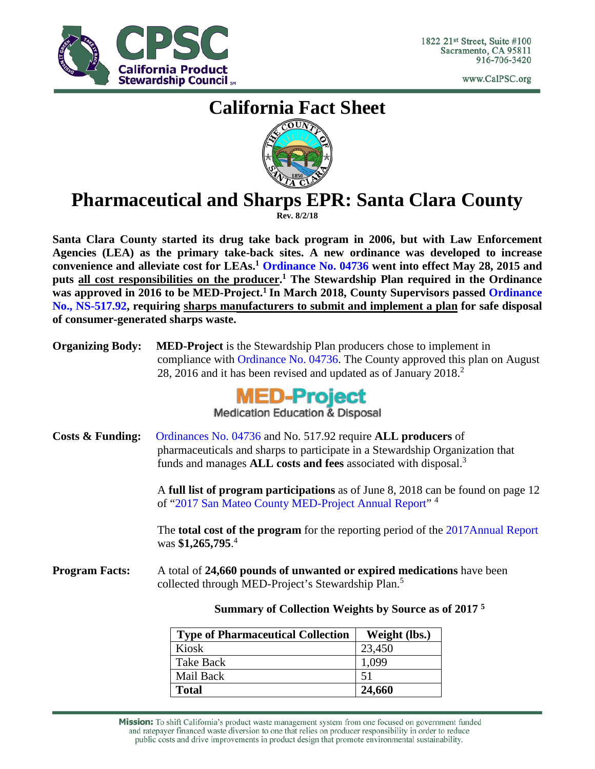1822 21st Street, Suite #100
Sacramento, CA 95811
916-706-3420

www.CalPSC.org

# California Fact Sheet

# Pharmaceutical and Sharps EPR: Santa Clara County

**Rev. 8/2/18**

**Santa Clara County started its drug take back program in 2006, but with Law Enforcement Agencies (LEA) as the primary take-back sites. A new ordinance was developed to increase convenience and alleviate cost for LEAs.[1] Ordinance No. 04736 went into effect May 28, 2015 and puts all cost responsibilities on the producer.[1] The Stewardship Plan required in the Ordinance was approved in 2016 to be MED-Project.[1] In March 2018, County Supervisors passed Ordinance No., NS-517.92, requiring sharps manufacturers to submit and implement a plan for safe disposal of consumer-generated sharps waste.**

**Organizing Body:** **MED-Project** is the Stewardship Plan producers chose to implement in compliance with Ordinance No. 04736. The County approved this plan on August 28, 2016 and it has been revised and updated as of January 2018.[2]

MED-Project
Medication Education & Disposal

**Costs & Funding:** Ordinances No. 04736 and No. 517.92 require **ALL producers** of pharmaceuticals and sharps to participate in a Stewardship Organization that funds and manages **ALL costs and fees** associated with disposal.[3]

A **full list of program participations** as of June 8, 2018 can be found on page 12 of "2017 San Mateo County MED-Project Annual Report" [4]

The **total cost of the program** for the reporting period of the 2017Annual Report was **$1,265,795**.[4]

**Program Facts:** A total of **24,660 pounds of unwanted or expired medications** have been collected through MED-Project's Stewardship Plan.[5]

**Summary of Collection Weights by Source as of 2017 [5]**

| Type of Pharmaceutical Collection | Weight (lbs.) |
|---|---|
| Kiosk | 23,450 |
| Take Back | 1,099 |
| Mail Back | 51 |
| **Total** | **24,660** |

**Mission:** To shift California's product waste management system from one focused on government funded and ratepayer financed waste diversion to one that relies on producer responsibility in order to reduce public costs and drive improvements in product design that promote environmental sustainability.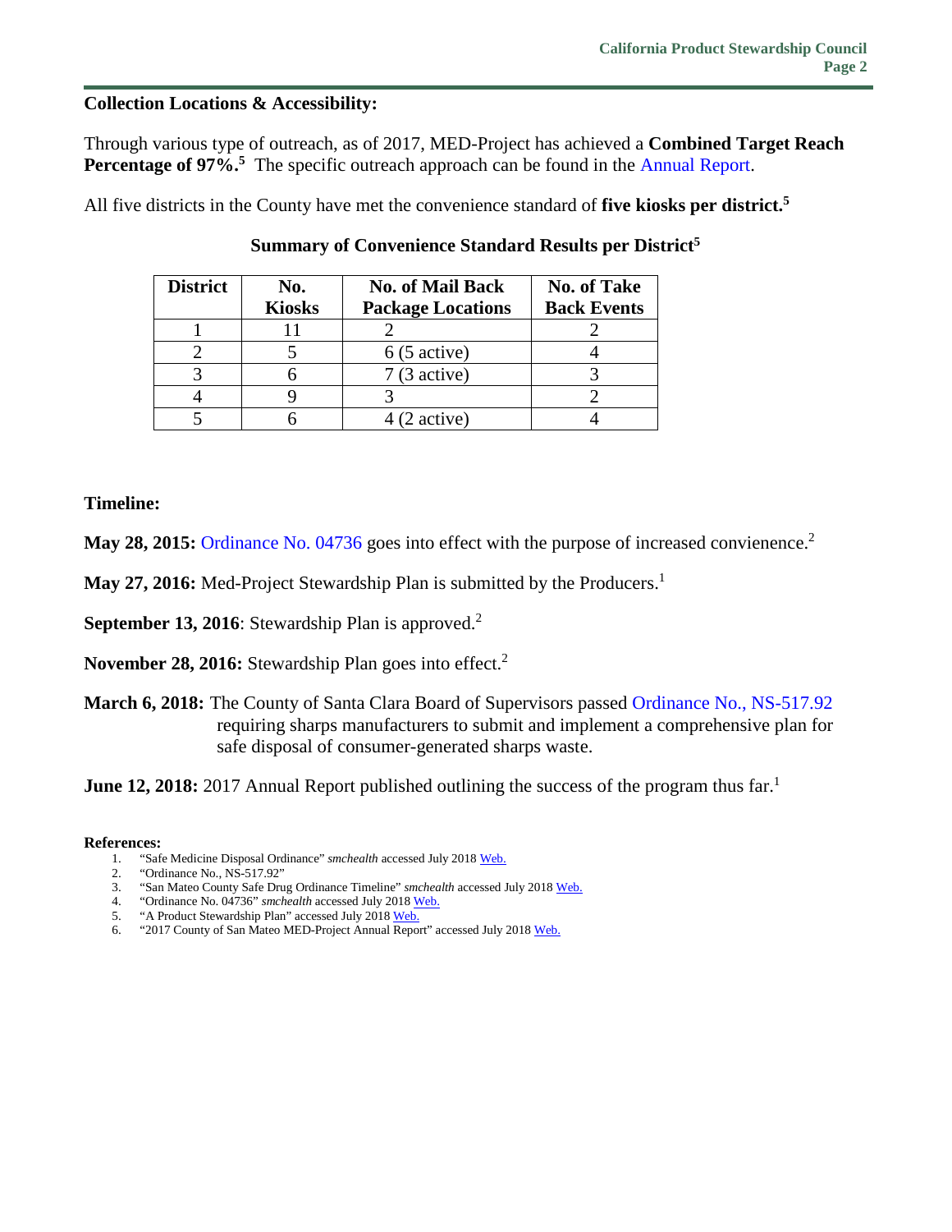**Collection Locations & Accessibility:**

Through various type of outreach, as of 2017, MED-Project has achieved a **Combined Target Reach Percentage of 97%.**[5] The specific outreach approach can be found in the Annual Report.

All five districts in the County have met the convenience standard of **five kiosks per district.**[5]

**Summary of Convenience Standard Results per District**[5]

| District | No. Kiosks | No. of Mail Back Package Locations | No. of Take Back Events |
|---|---|---|---|
| 1 | 11 | 2 | 2 |
| 2 | 5 | 6 (5 active) | 4 |
| 3 | 6 | 7 (3 active) | 3 |
| 4 | 9 | 3 | 2 |
| 5 | 6 | 4 (2 active) | 4 |

**Timeline:**

**May 28, 2015:** Ordinance No. 04736 goes into effect with the purpose of increased convienence.[2]

**May 27, 2016:** Med-Project Stewardship Plan is submitted by the Producers.[1]

**September 13, 2016**: Stewardship Plan is approved.[2]

**November 28, 2016:** Stewardship Plan goes into effect.[2]

**March 6, 2018:** The County of Santa Clara Board of Supervisors passed Ordinance No., NS-517.92 requiring sharps manufacturers to submit and implement a comprehensive plan for safe disposal of consumer-generated sharps waste.

**June 12, 2018:** 2017 Annual Report published outlining the success of the program thus far.[1]

**References:**

1. "Safe Medicine Disposal Ordinance" *smchealth* accessed July 2018 Web.
2. "Ordinance No., NS-517.92"
3. "San Mateo County Safe Drug Ordinance Timeline" *smchealth* accessed July 2018 Web.
4. "Ordinance No. 04736" *smchealth* accessed July 2018 Web.
5. "A Product Stewardship Plan" accessed July 2018 Web.
6. "2017 County of San Mateo MED-Project Annual Report" accessed July 2018 Web.